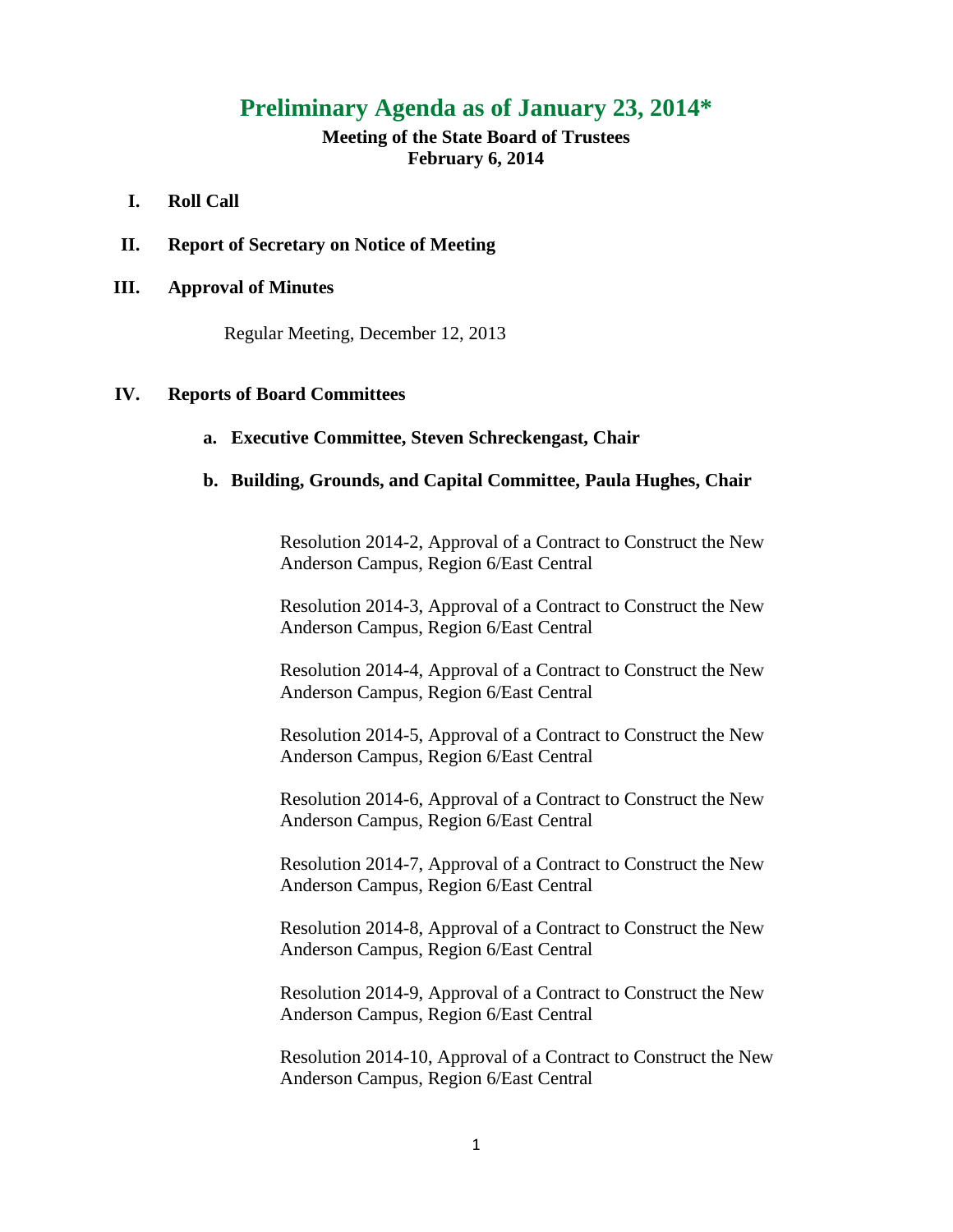# Preliminary Agenda as of January 23, 2014*

**Meeting of the State Board of Trustees**
**February 6, 2014**

**I. Roll Call**

**II. Report of Secretary on Notice of Meeting**

**III. Approval of Minutes**

Regular Meeting, December 12, 2013

**IV. Reports of Board Committees**

**a. Executive Committee, Steven Schreckengast, Chair**

**b. Building, Grounds, and Capital Committee, Paula Hughes, Chair**

Resolution 2014-2, Approval of a Contract to Construct the New Anderson Campus, Region 6/East Central

Resolution 2014-3, Approval of a Contract to Construct the New Anderson Campus, Region 6/East Central

Resolution 2014-4, Approval of a Contract to Construct the New Anderson Campus, Region 6/East Central

Resolution 2014-5, Approval of a Contract to Construct the New Anderson Campus, Region 6/East Central

Resolution 2014-6, Approval of a Contract to Construct the New Anderson Campus, Region 6/East Central

Resolution 2014-7, Approval of a Contract to Construct the New Anderson Campus, Region 6/East Central

Resolution 2014-8, Approval of a Contract to Construct the New Anderson Campus, Region 6/East Central

Resolution 2014-9, Approval of a Contract to Construct the New Anderson Campus, Region 6/East Central

Resolution 2014-10, Approval of a Contract to Construct the New Anderson Campus, Region 6/East Central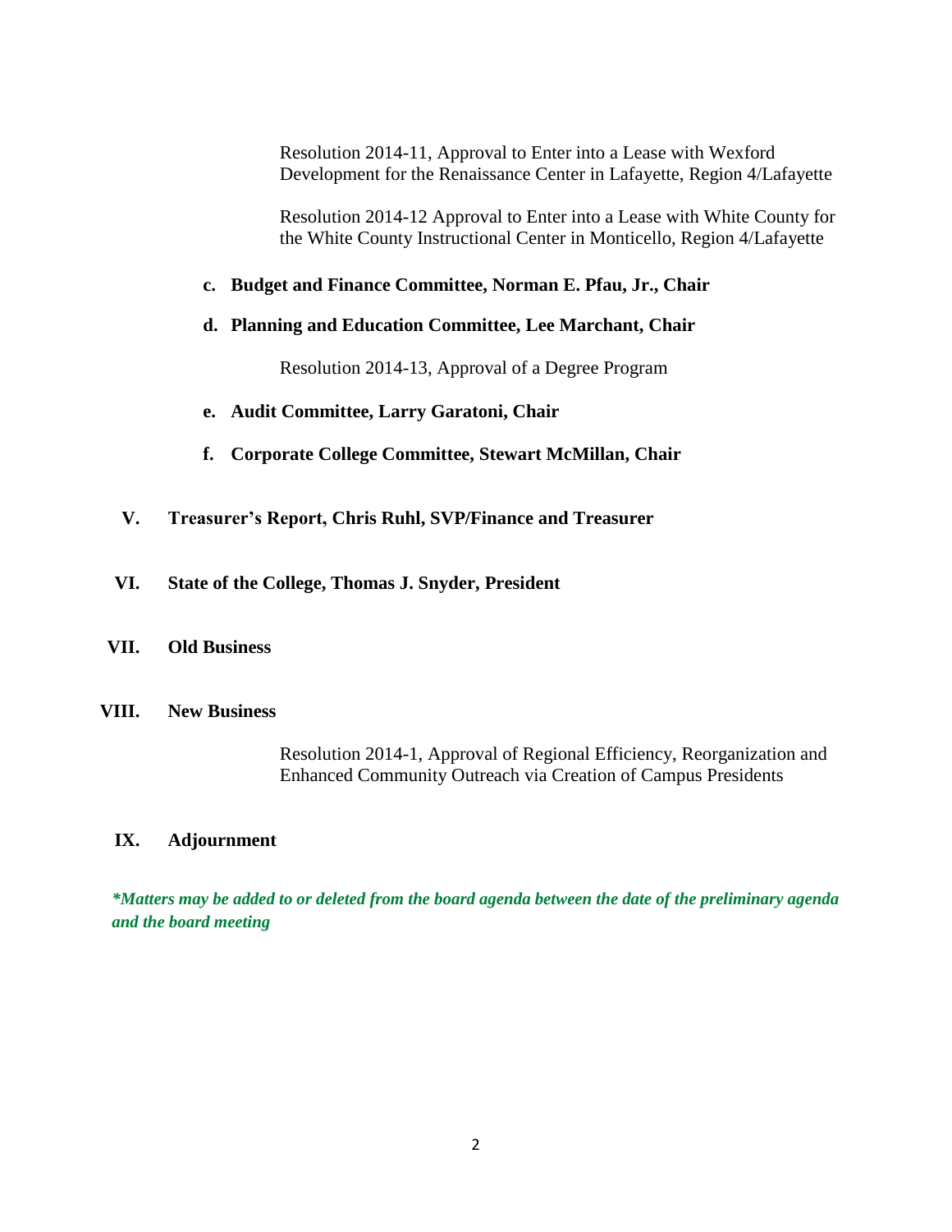Resolution 2014-11, Approval to Enter into a Lease with Wexford Development for the Renaissance Center in Lafayette, Region 4/Lafayette

Resolution 2014-12 Approval to Enter into a Lease with White County for the White County Instructional Center in Monticello, Region 4/Lafayette

**c. Budget and Finance Committee, Norman E. Pfau, Jr., Chair**

**d. Planning and Education Committee, Lee Marchant, Chair**

Resolution 2014-13, Approval of a Degree Program

**e. Audit Committee, Larry Garatoni, Chair**

**f. Corporate College Committee, Stewart McMillan, Chair**

**V. Treasurer's Report, Chris Ruhl, SVP/Finance and Treasurer**

**VI. State of the College, Thomas J. Snyder, President**

**VII. Old Business**

**VIII. New Business**

Resolution 2014-1, Approval of Regional Efficiency, Reorganization and Enhanced Community Outreach via Creation of Campus Presidents

**IX. Adjournment**

***Matters may be added to or deleted from the board agenda between the date of the preliminary agenda and the board meeting***